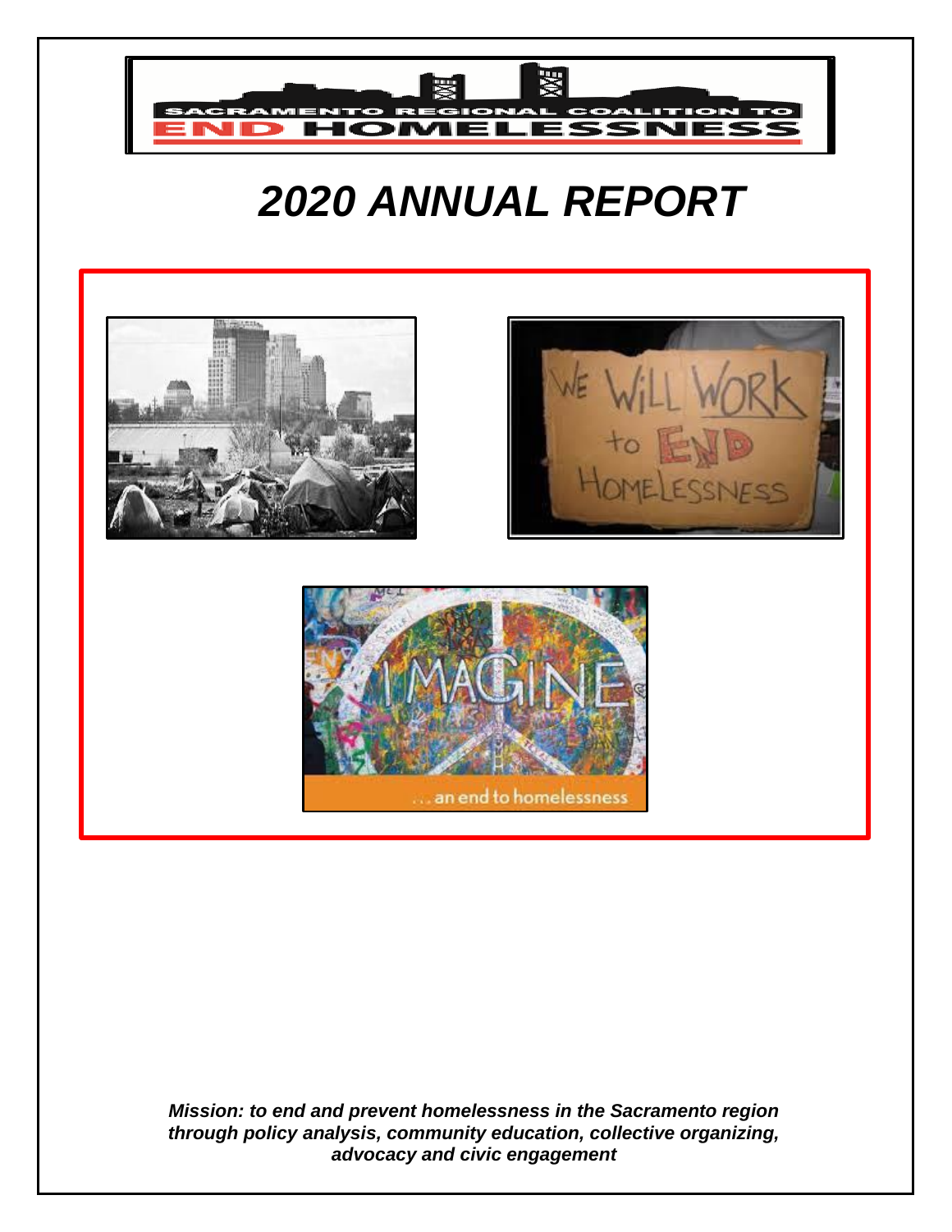SACRAMENTO REGIONAL COALITION TO END HOMELESSNESS

# *2020 ANNUAL REPORT*

***Mission: to end and prevent homelessness in the Sacramento region through policy analysis, community education, collective organizing, advocacy and civic engagement***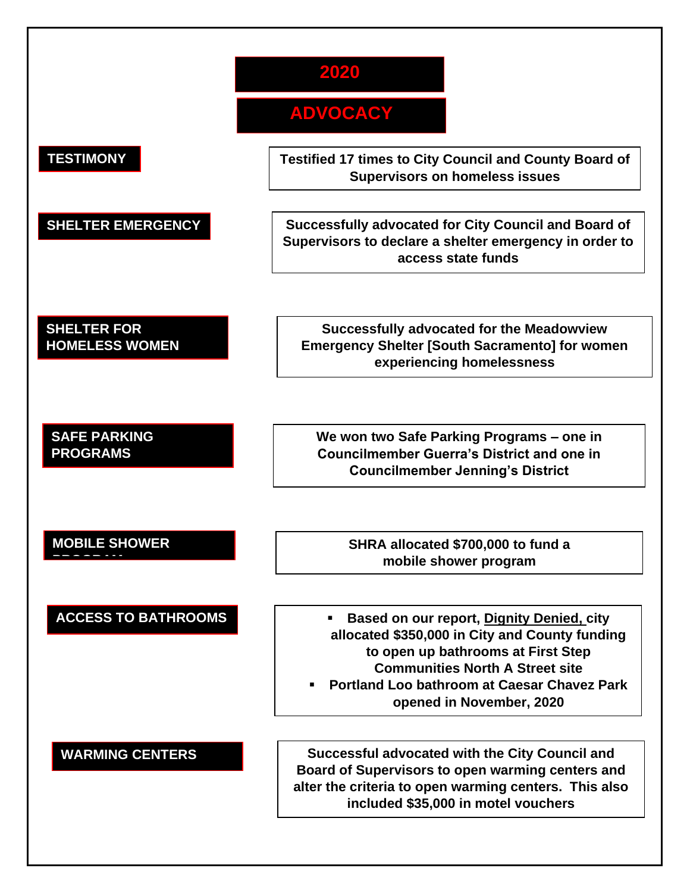# 2020

# ADVOCACY

| | |
|---|---|
| **TESTIMONY** | **Testified 17 times to City Council and County Board of Supervisors on homeless issues** |
| **SHELTER EMERGENCY** | **Successfully advocated for City Council and Board of Supervisors to declare a shelter emergency in order to access state funds** |
| **SHELTER FOR HOMELESS WOMEN** | **Successfully advocated for the Meadowview Emergency Shelter [South Sacramento] for women experiencing homelessness** |
| **SAFE PARKING PROGRAMS** | **We won two Safe Parking Programs – one in Councilmember Guerra's District and one in Councilmember Jenning's District** |
| **MOBILE SHOWER PROGRAM** | **SHRA allocated $700,000 to fund a mobile shower program** |
| **ACCESS TO BATHROOMS** | ▪ **Based on our report, <u>Dignity Denied</u>, city allocated $350,000 in City and County funding to open up bathrooms at First Step Communities North A Street site**<br>▪ **Portland Loo bathroom at Caesar Chavez Park opened in November, 2020** |
| **WARMING CENTERS** | **Successful advocated with the City Council and Board of Supervisors to open warming centers and alter the criteria to open warming centers. This also included $35,000 in motel vouchers** |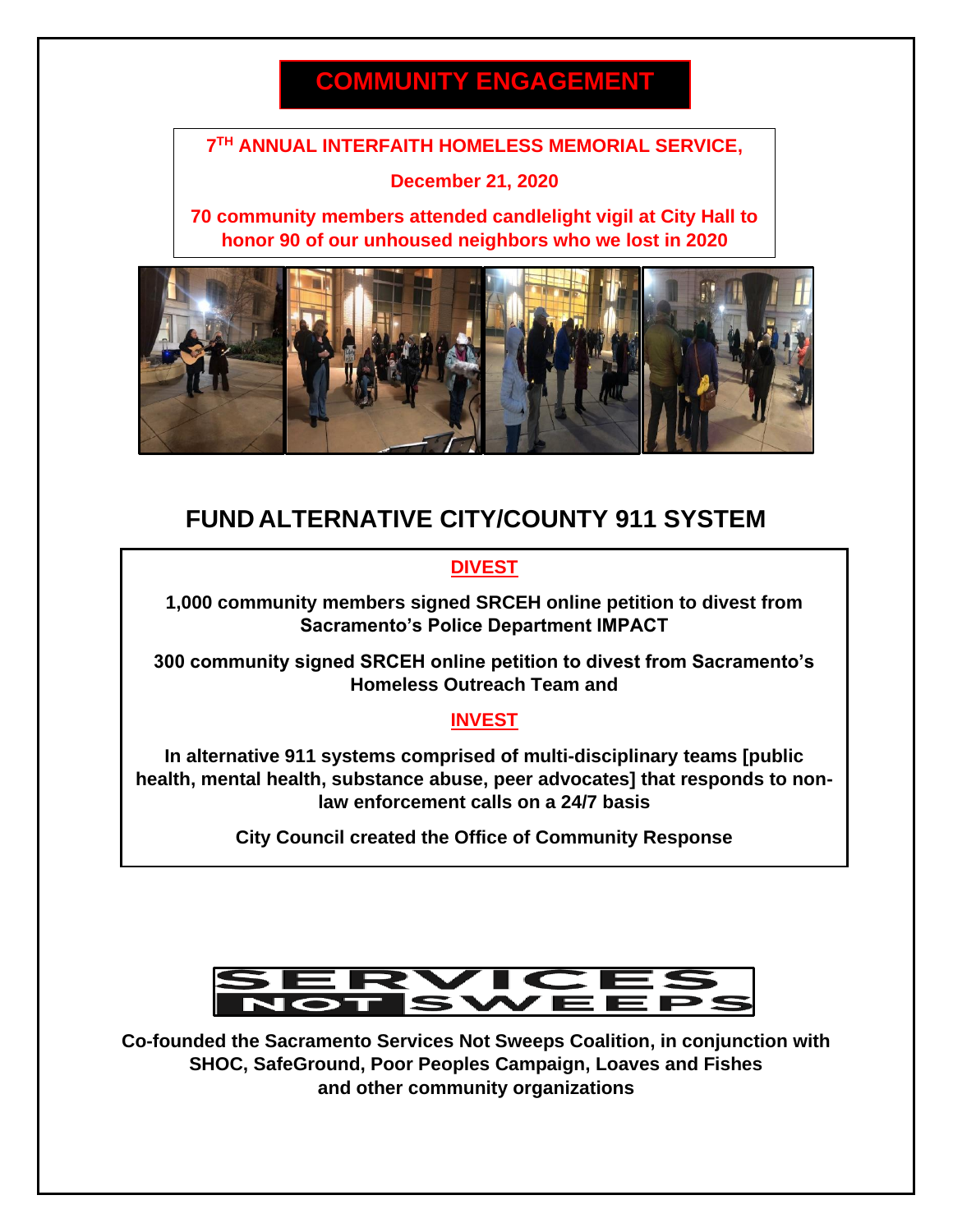# COMMUNITY ENGAGEMENT

**7TH ANNUAL INTERFAITH HOMELESS MEMORIAL SERVICE,**

**December 21, 2020**

**70 community members attended candlelight vigil at City Hall to honor 90 of our unhoused neighbors who we lost in 2020**

## FUND ALTERNATIVE CITY/COUNTY 911 SYSTEM

### DIVEST

**1,000 community members signed SRCEH online petition to divest from Sacramento's Police Department IMPACT**

**300 community signed SRCEH online petition to divest from Sacramento's Homeless Outreach Team and**

### INVEST

**In alternative 911 systems comprised of multi-disciplinary teams [public health, mental health, substance abuse, peer advocates] that responds to non-law enforcement calls on a 24/7 basis**

**City Council created the Office of Community Response**

**SERVICES NOT SWEEPS**

**Co-founded the Sacramento Services Not Sweeps Coalition, in conjunction with SHOC, SafeGround, Poor Peoples Campaign, Loaves and Fishes and other community organizations**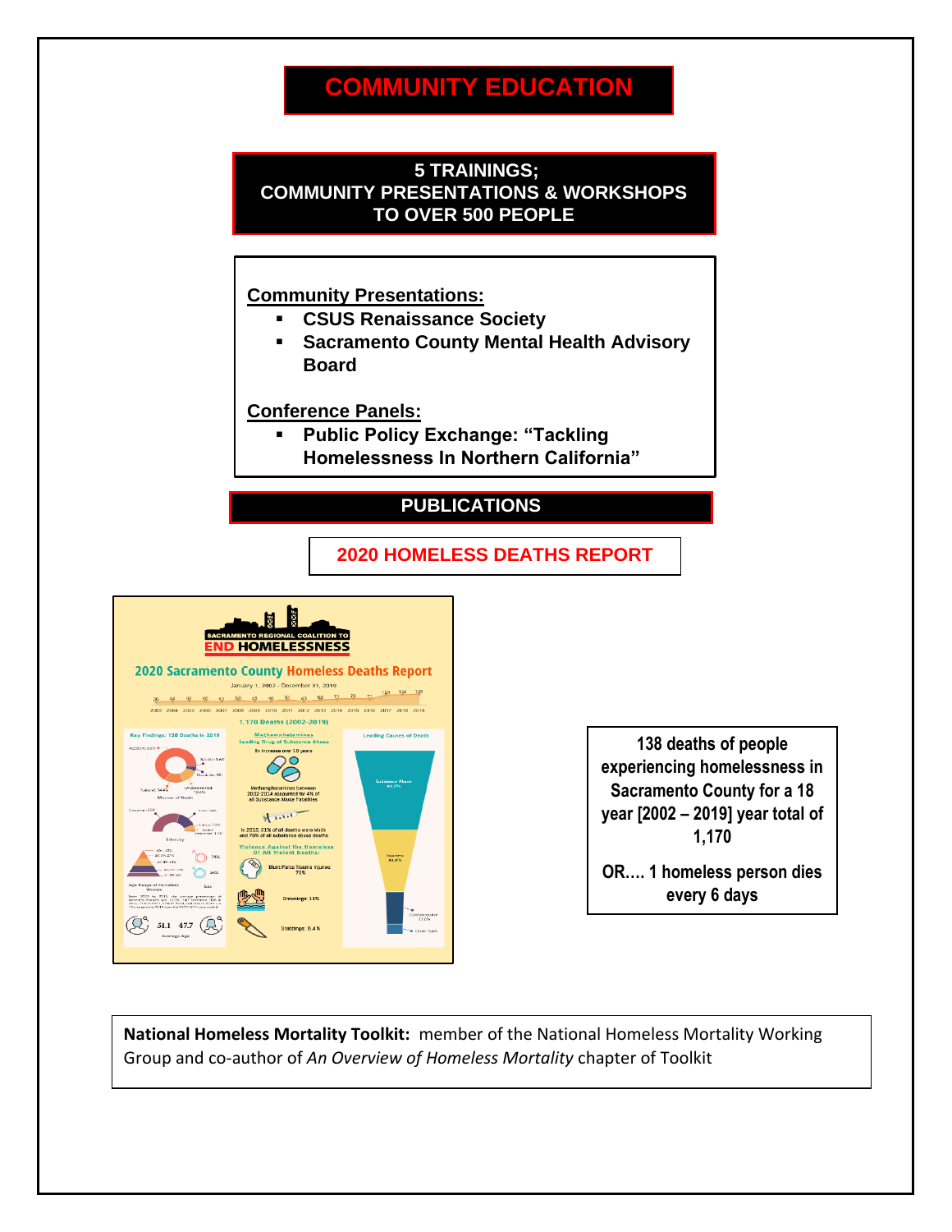# COMMUNITY EDUCATION

## 5 TRAININGS; COMMUNITY PRESENTATIONS & WORKSHOPS TO OVER 500 PEOPLE

**Community Presentations:**

- **CSUS Renaissance Society**
- **Sacramento County Mental Health Advisory Board**

**Conference Panels:**

- **Public Policy Exchange: "Tackling Homelessness In Northern California"**

## PUBLICATIONS

### 2020 HOMELESS DEATHS REPORT

**138 deaths of people experiencing homelessness in Sacramento County for a 18 year [2002 – 2019] year total of 1,170**

**OR…. 1 homeless person dies every 6 days**

**National Homeless Mortality Toolkit:** member of the National Homeless Mortality Working Group and co-author of *An Overview of Homeless Mortality* chapter of Toolkit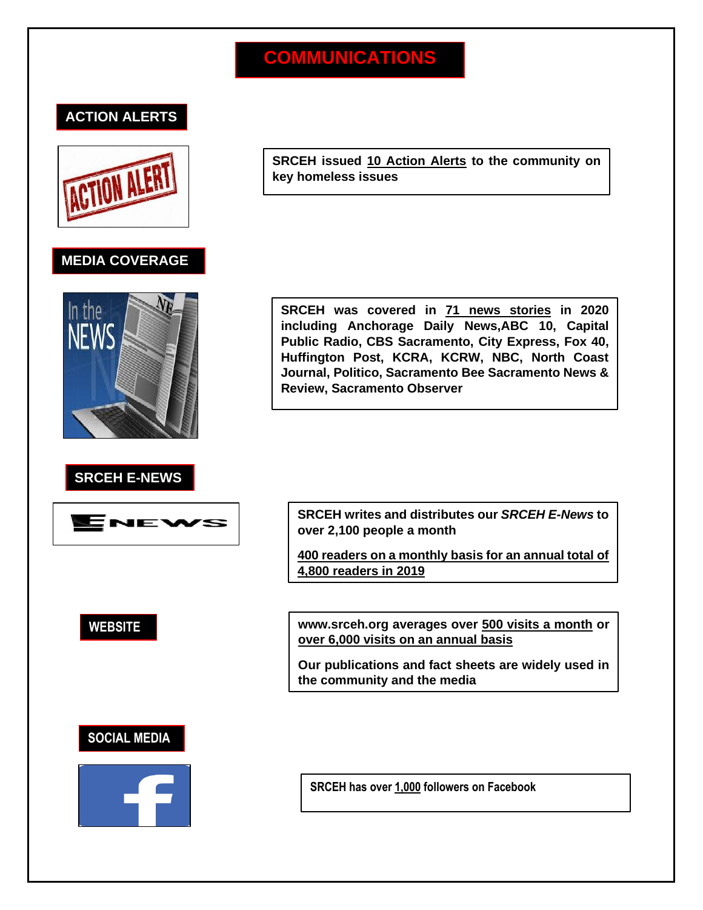# COMMUNICATIONS

## ACTION ALERTS

**SRCEH issued 10 Action Alerts to the community on key homeless issues**

## MEDIA COVERAGE

**SRCEH was covered in 71 news stories in 2020 including Anchorage Daily News,ABC 10, Capital Public Radio, CBS Sacramento, City Express, Fox 40, Huffington Post, KCRA, KCRW, NBC, North Coast Journal, Politico, Sacramento Bee Sacramento News & Review, Sacramento Observer**

## SRCEH E-NEWS

**SRCEH writes and distributes our *SRCEH E-News* to over 2,100 people a month**

**400 readers on a monthly basis for an annual total of 4,800 readers in 2019**

## WEBSITE

**www.srceh.org averages over 500 visits a month or over 6,000 visits on an annual basis**

**Our publications and fact sheets are widely used in the community and the media**

## SOCIAL MEDIA

**SRCEH has over 1,000 followers on Facebook**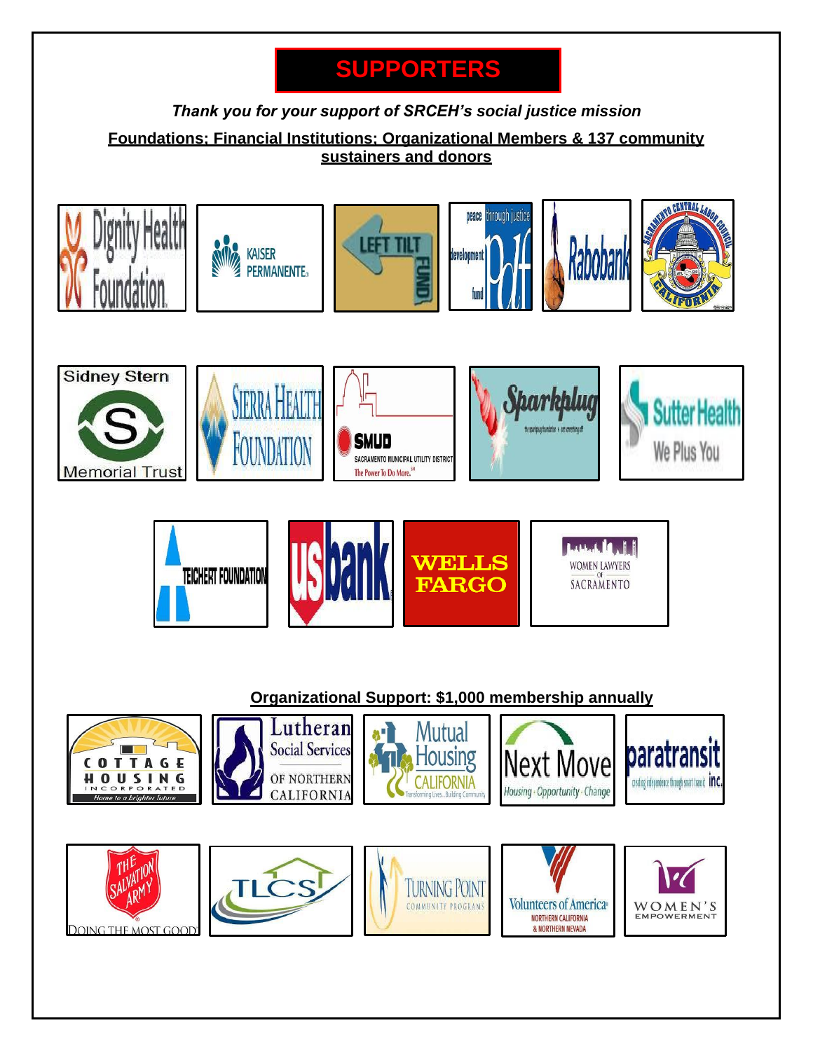# SUPPORTERS

*Thank you for your support of SRCEH's social justice mission*

**Foundations; Financial Institutions; Organizational Members & 137 community sustainers and donors**

Dignity Health Foundation

KAISER PERMANENTE

LEFT TILT FUND

peace through justice development fund

Rabobank

Sacramento Central Labor Council California

Sidney Stern Memorial Trust

Sierra Health Foundation

SMUD Sacramento Municipal Utility District The Power To Do More.

Sparkplug

Sutter Health We Plus You

Teichert Foundation

usbank

WELLS FARGO

Women Lawyers of Sacramento

**Organizational Support: $1,000 membership annually**

Cottage Housing Incorporated Home to a brighter future

Lutheran Social Services of Northern California

Mutual Housing California Transforming Lives...Building Community

Next Move Housing · Opportunity · Change

paratransit inc.

The Salvation Army Doing the Most Good

TLCS

Turning Point Community Programs

Volunteers of America Northern California & Northern Nevada

Women's Empowerment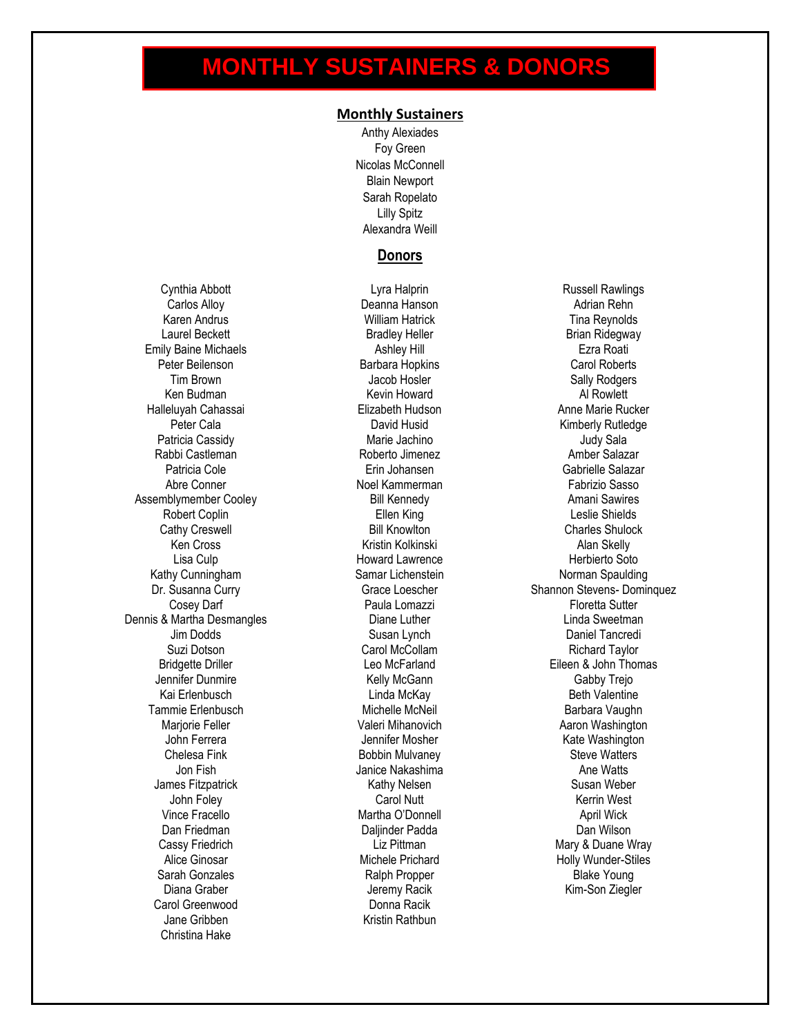# MONTHLY SUSTAINERS & DONORS

## Monthly Sustainers

Anthy Alexiades
Foy Green
Nicolas McConnell
Blain Newport
Sarah Ropelato
Lilly Spitz
Alexandra Weill

## Donors

Cynthia Abbott
Carlos Alloy
Karen Andrus
Laurel Beckett
Emily Baine Michaels
Peter Beilenson
Tim Brown
Ken Budman
Halleluyah Cahassai
Peter Cala
Patricia Cassidy
Rabbi Castleman
Patricia Cole
Abre Conner
Assemblymember Cooley
Robert Coplin
Cathy Creswell
Ken Cross
Lisa Culp
Kathy Cunningham
Dr. Susanna Curry
Cosey Darf
Dennis & Martha Desmangles
Jim Dodds
Suzi Dotson
Bridgette Driller
Jennifer Dunmire
Kai Erlenbusch
Tammie Erlenbusch
Marjorie Feller
John Ferrera
Chelesa Fink
Jon Fish
James Fitzpatrick
John Foley
Vince Fracello
Dan Friedman
Cassy Friedrich
Alice Ginosar
Sarah Gonzales
Diana Graber
Carol Greenwood
Jane Gribben
Christina Hake
Lyra Halprin
Deanna Hanson
William Hatrick
Bradley Heller
Ashley Hill
Barbara Hopkins
Jacob Hosler
Kevin Howard
Elizabeth Hudson
David Husid
Marie Jachino
Roberto Jimenez
Erin Johansen
Noel Kammerman
Bill Kennedy
Ellen King
Bill Knowlton
Kristin Kolkinski
Howard Lawrence
Samar Lichenstein
Grace Loescher
Paula Lomazzi
Diane Luther
Susan Lynch
Carol McCollam
Leo McFarland
Kelly McGann
Linda McKay
Michelle McNeil
Valeri Mihanovich
Jennifer Mosher
Bobbin Mulvaney
Janice Nakashima
Kathy Nelsen
Carol Nutt
Martha O'Donnell
Daljinder Padda
Liz Pittman
Michele Prichard
Ralph Propper
Jeremy Racik
Donna Racik
Kristin Rathbun
Russell Rawlings
Adrian Rehn
Tina Reynolds
Brian Ridegway
Ezra Roati
Carol Roberts
Sally Rodgers
Al Rowlett
Anne Marie Rucker
Kimberly Rutledge
Judy Sala
Amber Salazar
Gabrielle Salazar
Fabrizio Sasso
Amani Sawires
Leslie Shields
Charles Shulock
Alan Skelly
Herbierto Soto
Norman Spaulding
Shannon Stevens- Dominquez
Floretta Sutter
Linda Sweetman
Daniel Tancredi
Richard Taylor
Eileen & John Thomas
Gabby Trejo
Beth Valentine
Barbara Vaughn
Aaron Washington
Kate Washington
Steve Watters
Ane Watts
Susan Weber
Kerrin West
April Wick
Dan Wilson
Mary & Duane Wray
Holly Wunder-Stiles
Blake Young
Kim-Son Ziegler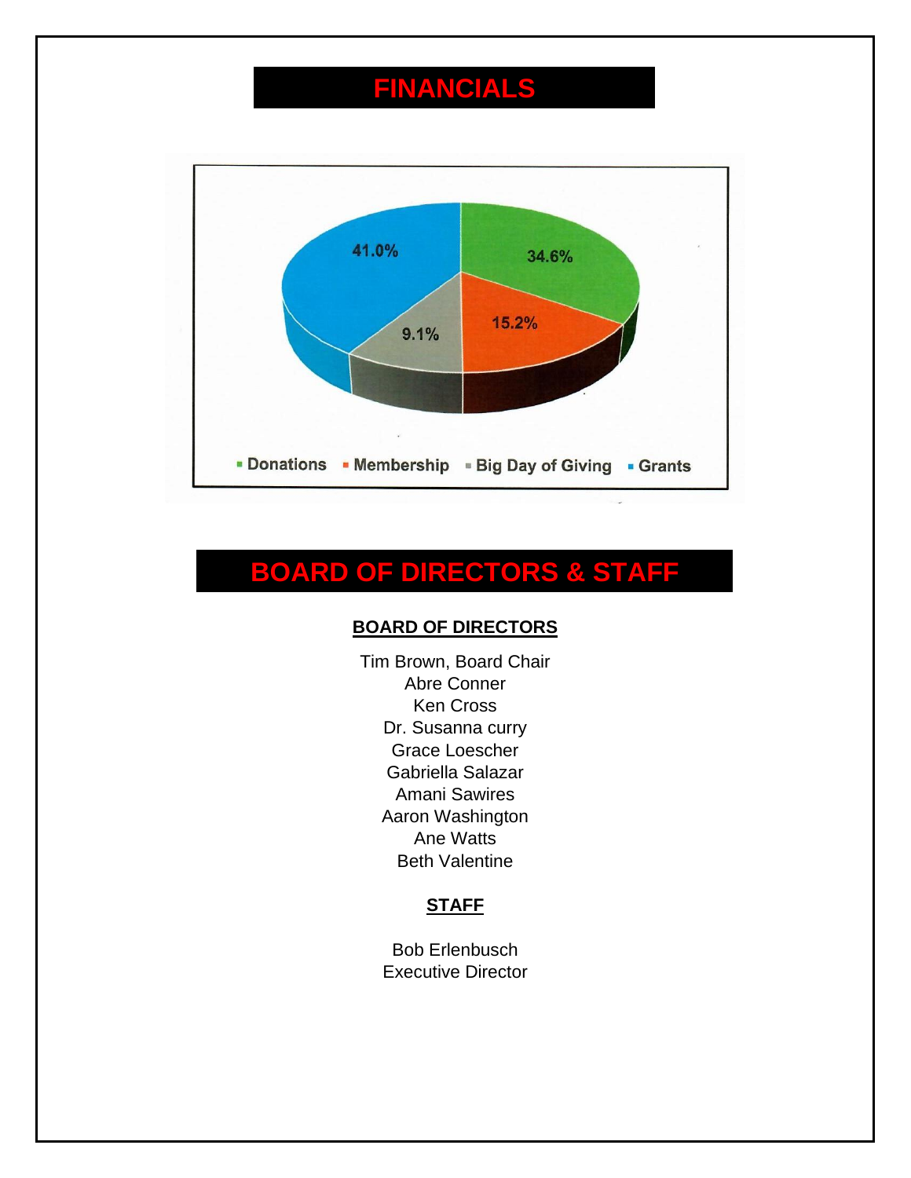# FINANCIALS

| Source | Percentage |
| --- | --- |
| Donations | 34.6% |
| Membership | 15.2% |
| Big Day of Giving | 9.1% |
| Grants | 41.0% |

# BOARD OF DIRECTORS & STAFF

## BOARD OF DIRECTORS

Tim Brown, Board Chair
Abre Conner
Ken Cross
Dr. Susanna curry
Grace Loescher
Gabriella Salazar
Amani Sawires
Aaron Washington
Ane Watts
Beth Valentine

## STAFF

Bob Erlenbusch
Executive Director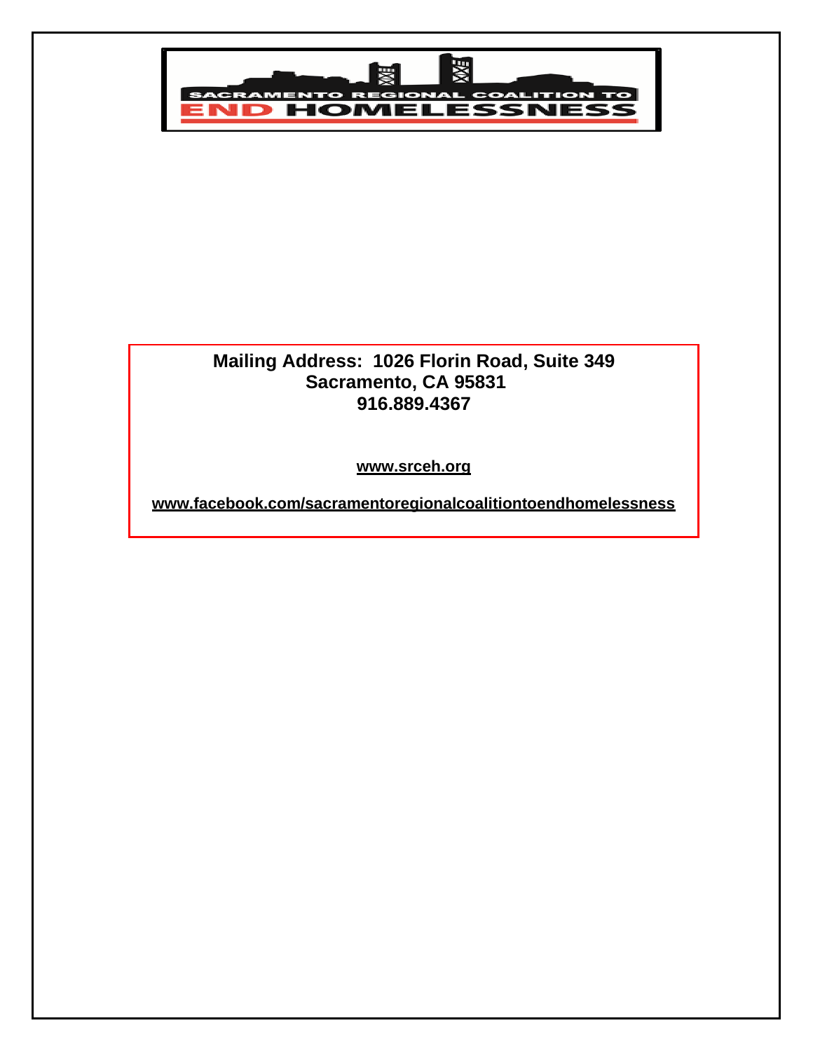SACRAMENTO REGIONAL COALITION TO END HOMELESSNESS

**Mailing Address: 1026 Florin Road, Suite 349**
**Sacramento, CA 95831**
**916.889.4367**

**www.srceh.org**

**www.facebook.com/sacramentoregionalcoalitiontoendhomelessness**